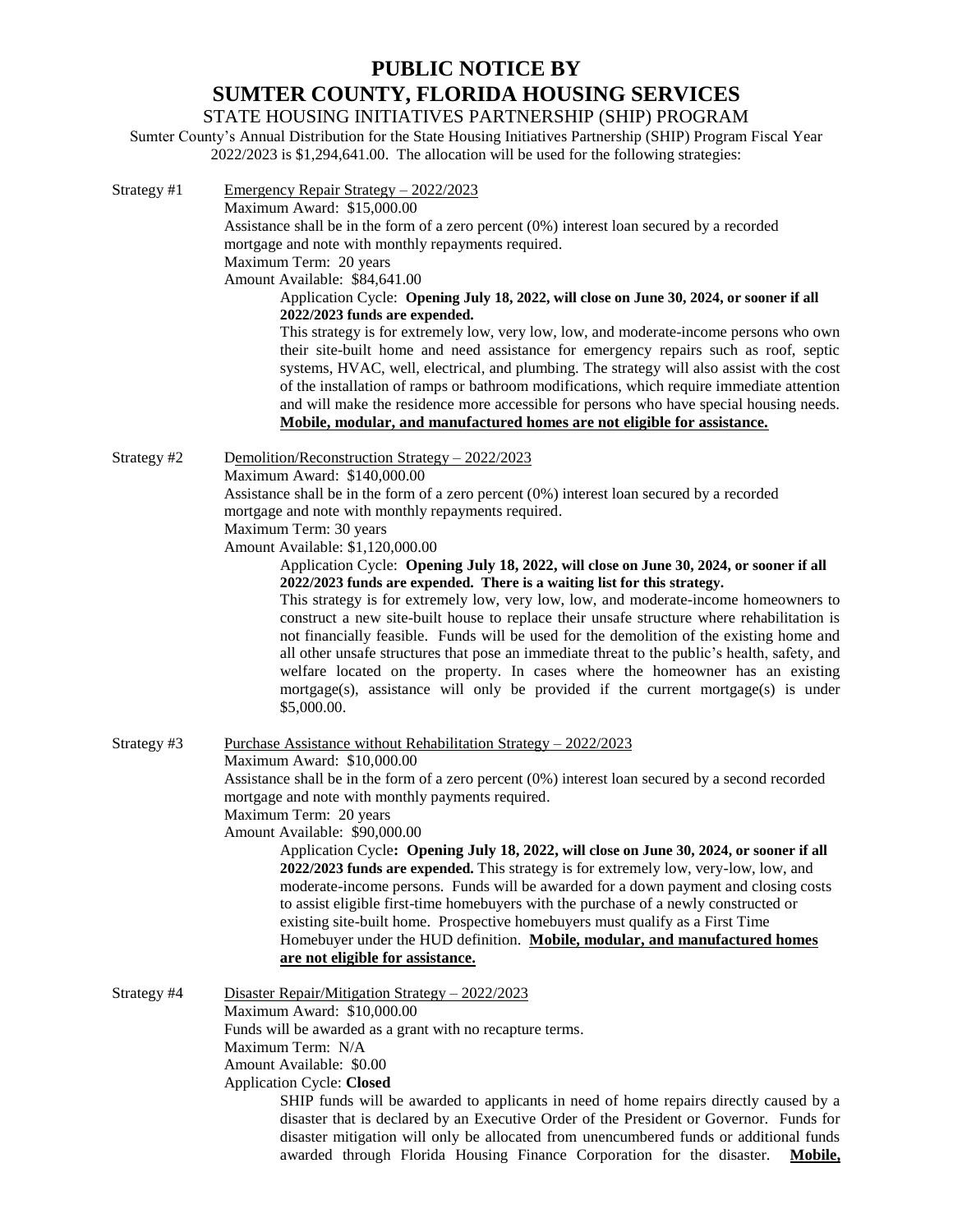# PUBLIC NOTICE BY
# SUMTER COUNTY, FLORIDA HOUSING SERVICES

STATE HOUSING INITIATIVES PARTNERSHIP (SHIP) PROGRAM

Sumter County's Annual Distribution for the State Housing Initiatives Partnership (SHIP) Program Fiscal Year 2022/2023 is $1,294,641.00. The allocation will be used for the following strategies:

**Strategy #1** Emergency Repair Strategy – 2022/2023

Maximum Award: $15,000.00

Assistance shall be in the form of a zero percent (0%) interest loan secured by a recorded mortgage and note with monthly repayments required.

Maximum Term: 20 years

Amount Available: $84,641.00

Application Cycle: **Opening July 18, 2022, will close on June 30, 2024, or sooner if all 2022/2023 funds are expended.**

This strategy is for extremely low, very low, low, and moderate-income persons who own their site-built home and need assistance for emergency repairs such as roof, septic systems, HVAC, well, electrical, and plumbing. The strategy will also assist with the cost of the installation of ramps or bathroom modifications, which require immediate attention and will make the residence more accessible for persons who have special housing needs. **Mobile, modular, and manufactured homes are not eligible for assistance.**

**Strategy #2** Demolition/Reconstruction Strategy – 2022/2023

Maximum Award: $140,000.00

Assistance shall be in the form of a zero percent (0%) interest loan secured by a recorded mortgage and note with monthly repayments required.

Maximum Term: 30 years

Amount Available: $1,120,000.00

Application Cycle: **Opening July 18, 2022, will close on June 30, 2024, or sooner if all 2022/2023 funds are expended. There is a waiting list for this strategy.**

This strategy is for extremely low, very low, low, and moderate-income homeowners to construct a new site-built house to replace their unsafe structure where rehabilitation is not financially feasible. Funds will be used for the demolition of the existing home and all other unsafe structures that pose an immediate threat to the public's health, safety, and welfare located on the property. In cases where the homeowner has an existing mortgage(s), assistance will only be provided if the current mortgage(s) is under $5,000.00.

**Strategy #3** Purchase Assistance without Rehabilitation Strategy – 2022/2023

Maximum Award: $10,000.00

Assistance shall be in the form of a zero percent (0%) interest loan secured by a second recorded mortgage and note with monthly payments required.

Maximum Term: 20 years

Amount Available: $90,000.00

Application Cycle**: Opening July 18, 2022, will close on June 30, 2024, or sooner if all 2022/2023 funds are expended.** This strategy is for extremely low, very-low, low, and moderate-income persons. Funds will be awarded for a down payment and closing costs to assist eligible first-time homebuyers with the purchase of a newly constructed or existing site-built home. Prospective homebuyers must qualify as a First Time Homebuyer under the HUD definition. **Mobile, modular, and manufactured homes are not eligible for assistance.**

**Strategy #4** Disaster Repair/Mitigation Strategy – 2022/2023

Maximum Award: $10,000.00

Funds will be awarded as a grant with no recapture terms.

Maximum Term: N/A

Amount Available: $0.00

Application Cycle: **Closed**

SHIP funds will be awarded to applicants in need of home repairs directly caused by a disaster that is declared by an Executive Order of the President or Governor. Funds for disaster mitigation will only be allocated from unencumbered funds or additional funds awarded through Florida Housing Finance Corporation for the disaster. **Mobile,**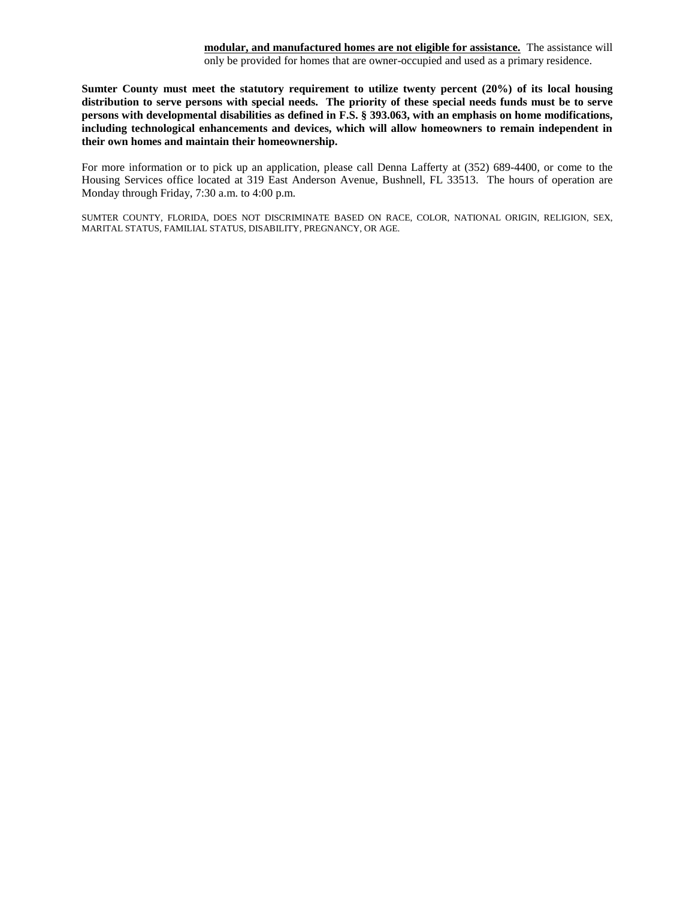**modular, and manufactured homes are not eligible for assistance.** The assistance will only be provided for homes that are owner-occupied and used as a primary residence.

**Sumter County must meet the statutory requirement to utilize twenty percent (20%) of its local housing distribution to serve persons with special needs. The priority of these special needs funds must be to serve persons with developmental disabilities as defined in F.S. § 393.063, with an emphasis on home modifications, including technological enhancements and devices, which will allow homeowners to remain independent in their own homes and maintain their homeownership.**

For more information or to pick up an application, please call Denna Lafferty at (352) 689-4400, or come to the Housing Services office located at 319 East Anderson Avenue, Bushnell, FL 33513. The hours of operation are Monday through Friday, 7:30 a.m. to 4:00 p.m.

SUMTER COUNTY, FLORIDA, DOES NOT DISCRIMINATE BASED ON RACE, COLOR, NATIONAL ORIGIN, RELIGION, SEX, MARITAL STATUS, FAMILIAL STATUS, DISABILITY, PREGNANCY, OR AGE.